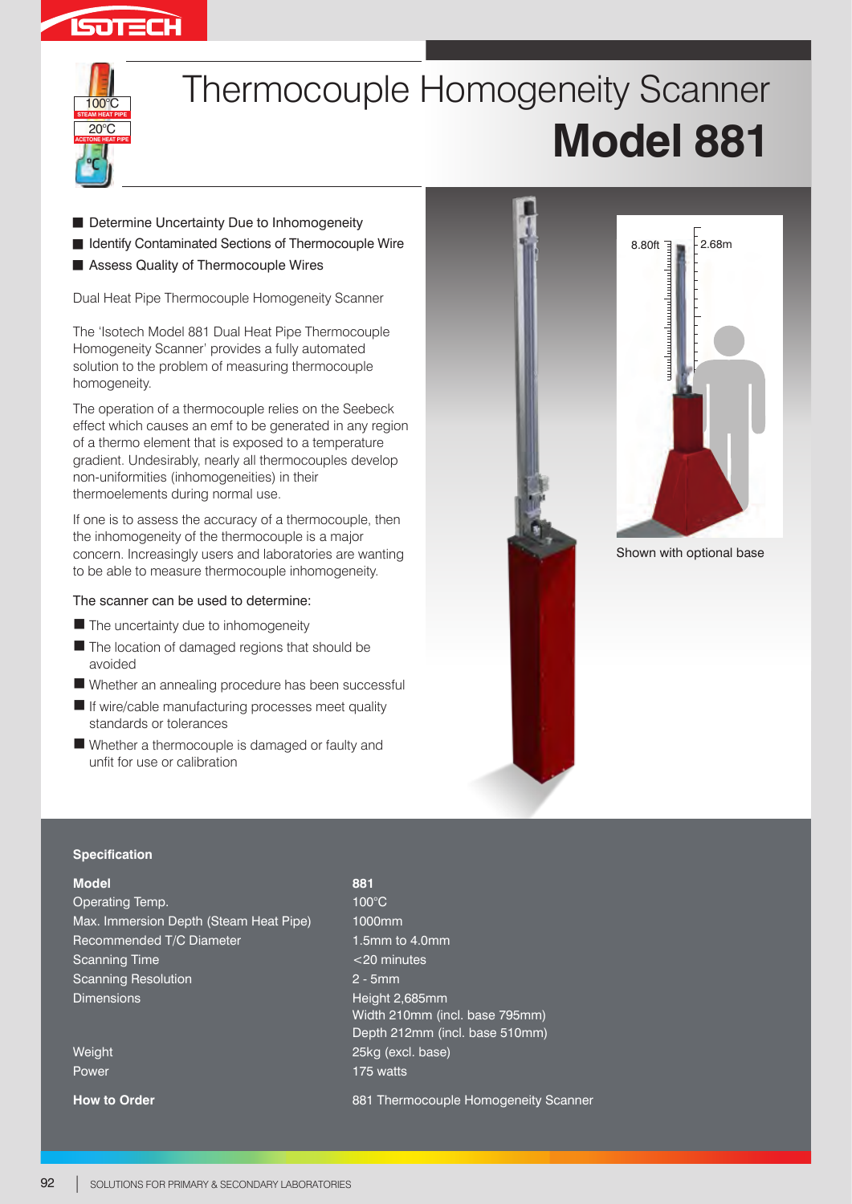# Thermocouple Homogeneity Scanner

# Model 881

- Determine Uncertainty Due to Inhomogeneity
- Identify Contaminated Sections of Thermocouple Wire
- Assess Quality of Thermocouple Wires

Dual Heat Pipe Thermocouple Homogeneity Scanner

The 'Isotech Model 881 Dual Heat Pipe Thermocouple Homogeneity Scanner' provides a fully automated solution to the problem of measuring thermocouple homogeneity.

The operation of a thermocouple relies on the Seebeck effect which causes an emf to be generated in any region of a thermo element that is exposed to a temperature gradient. Undesirably, nearly all thermocouples develop non-uniformities (inhomogeneities) in their thermoelements during normal use.

If one is to assess the accuracy of a thermocouple, then the inhomogeneity of the thermocouple is a major concern. Increasingly users and laboratories are wanting to be able to measure thermocouple inhomogeneity.

The scanner can be used to determine:

- The uncertainty due to inhomogeneity
- The location of damaged regions that should be avoided
- Whether an annealing procedure has been successful
- If wire/cable manufacturing processes meet quality standards or tolerances
- Whether a thermocouple is damaged or faulty and unfit for use or calibration

8.80ft 2.68m

Shown with optional base

## Specification

| **Model** | **881** |
|---|---|
| Operating Temp. | 100°C |
| Max. Immersion Depth (Steam Heat Pipe) | 1000mm |
| Recommended T/C Diameter | 1.5mm to 4.0mm |
| Scanning Time | <20 minutes |
| Scanning Resolution | 2 - 5mm |
| Dimensions | Height 2,685mm<br>Width 210mm (incl. base 795mm)<br>Depth 212mm (incl. base 510mm) |
| Weight | 25kg (excl. base) |
| Power | 175 watts |

**How to Order**

881 Thermocouple Homogeneity Scanner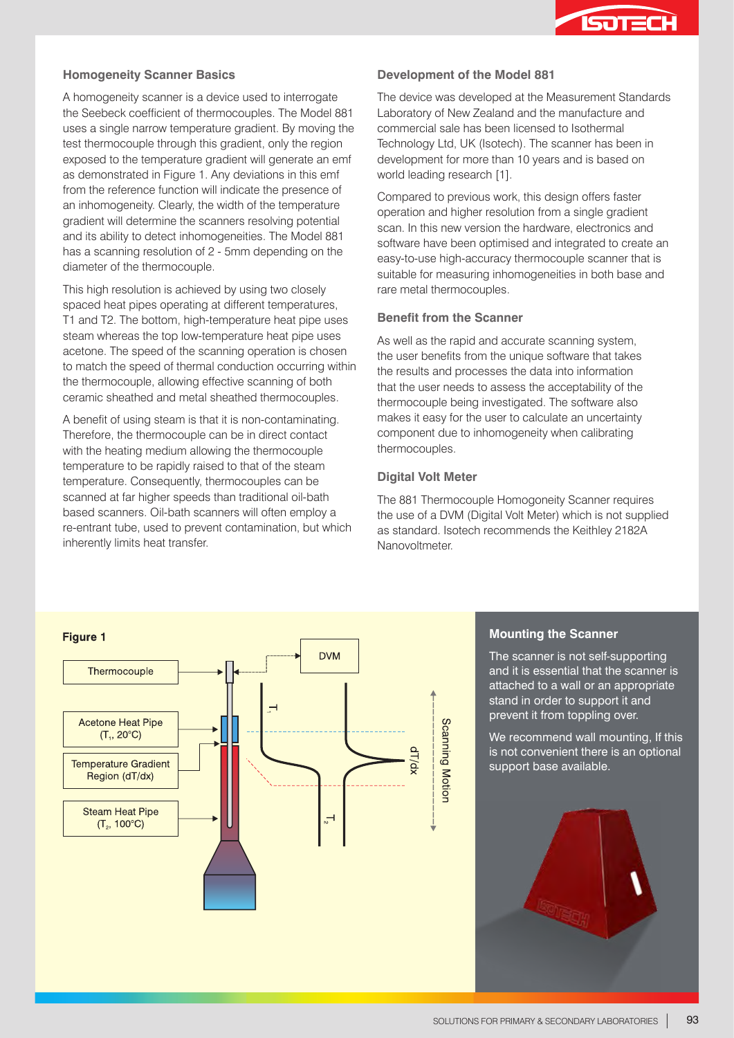## Homogeneity Scanner Basics

A homogeneity scanner is a device used to interrogate the Seebeck coefficient of thermocouples. The Model 881 uses a single narrow temperature gradient. By moving the test thermocouple through this gradient, only the region exposed to the temperature gradient will generate an emf as demonstrated in Figure 1. Any deviations in this emf from the reference function will indicate the presence of an inhomogeneity. Clearly, the width of the temperature gradient will determine the scanners resolving potential and its ability to detect inhomogeneities. The Model 881 has a scanning resolution of 2 - 5mm depending on the diameter of the thermocouple.

This high resolution is achieved by using two closely spaced heat pipes operating at different temperatures, T1 and T2. The bottom, high-temperature heat pipe uses steam whereas the top low-temperature heat pipe uses acetone. The speed of the scanning operation is chosen to match the speed of thermal conduction occurring within the thermocouple, allowing effective scanning of both ceramic sheathed and metal sheathed thermocouples.

A benefit of using steam is that it is non-contaminating. Therefore, the thermocouple can be in direct contact with the heating medium allowing the thermocouple temperature to be rapidly raised to that of the steam temperature. Consequently, thermocouples can be scanned at far higher speeds than traditional oil-bath based scanners. Oil-bath scanners will often employ a re-entrant tube, used to prevent contamination, but which inherently limits heat transfer.

## Development of the Model 881

The device was developed at the Measurement Standards Laboratory of New Zealand and the manufacture and commercial sale has been licensed to Isothermal Technology Ltd, UK (Isotech). The scanner has been in development for more than 10 years and is based on world leading research [1].

Compared to previous work, this design offers faster operation and higher resolution from a single gradient scan. In this new version the hardware, electronics and software have been optimised and integrated to create an easy-to-use high-accuracy thermocouple scanner that is suitable for measuring inhomogeneities in both base and rare metal thermocouples.

## Benefit from the Scanner

As well as the rapid and accurate scanning system, the user benefits from the unique software that takes the results and processes the data into information that the user needs to assess the acceptability of the thermocouple being investigated. The software also makes it easy for the user to calculate an uncertainty component due to inhomogeneity when calibrating thermocouples.

## Digital Volt Meter

The 881 Thermocouple Homogeneity Scanner requires the use of a DVM (Digital Volt Meter) which is not supplied as standard. Isotech recommends the Keithley 2182A Nanovoltmeter.

**Figure 1**

Thermocouple
Acetone Heat Pipe ($T_1$, 20°C)
Temperature Gradient Region (dT/dx)
Steam Heat Pipe ($T_2$, 100°C)
DVM
$T_1$
$T_2$
dT/dx
Scanning Motion

## Mounting the Scanner

The scanner is not self-supporting and it is essential that the scanner is attached to a wall or an appropriate stand in order to support it and prevent it from toppling over.

We recommend wall mounting, If this is not convenient there is an optional support base available.